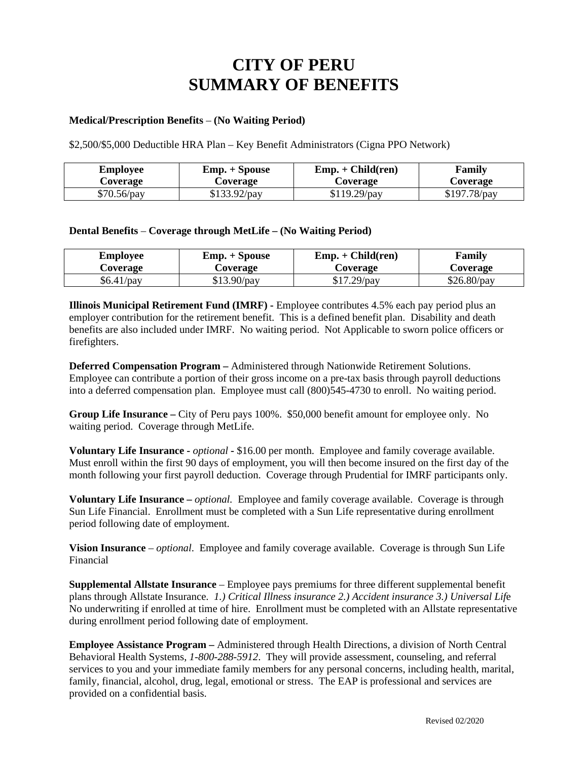# CITY OF PERU
# SUMMARY OF BENEFITS

**Medical/Prescription Benefits** – **(No Waiting Period)**

$2,500/$5,000 Deductible HRA Plan – Key Benefit Administrators (Cigna PPO Network)

| Employee Coverage | Emp. + Spouse Coverage | Emp. + Child(ren) Coverage | Family Coverage |
|---|---|---|---|
| $70.56/pay | $133.92/pay | $119.29/pay | $197.78/pay |

**Dental Benefits** – **Coverage through MetLife – (No Waiting Period)**

| Employee Coverage | Emp. + Spouse Coverage | Emp. + Child(ren) Coverage | Family Coverage |
|---|---|---|---|
| $6.41/pay | $13.90/pay | $17.29/pay | $26.80/pay |

**Illinois Municipal Retirement Fund (IMRF)** - Employee contributes 4.5% each pay period plus an employer contribution for the retirement benefit. This is a defined benefit plan. Disability and death benefits are also included under IMRF. No waiting period. Not Applicable to sworn police officers or firefighters.

**Deferred Compensation Program –** Administered through Nationwide Retirement Solutions. Employee can contribute a portion of their gross income on a pre-tax basis through payroll deductions into a deferred compensation plan. Employee must call (800)545-4730 to enroll. No waiting period.

**Group Life Insurance –** City of Peru pays 100%. $50,000 benefit amount for employee only. No waiting period. Coverage through MetLife.

**Voluntary Life Insurance** - *optional* - $16.00 per month. Employee and family coverage available. Must enroll within the first 90 days of employment, you will then become insured on the first day of the month following your first payroll deduction. Coverage through Prudential for IMRF participants only.

**Voluntary Life Insurance –** *optional*. Employee and family coverage available. Coverage is through Sun Life Financial. Enrollment must be completed with a Sun Life representative during enrollment period following date of employment.

**Vision Insurance** – *optional*. Employee and family coverage available. Coverage is through Sun Life Financial

**Supplemental Allstate Insurance** – Employee pays premiums for three different supplemental benefit plans through Allstate Insurance. *1.) Critical Illness insurance 2.) Accident insurance 3.) Universal Life* No underwriting if enrolled at time of hire. Enrollment must be completed with an Allstate representative during enrollment period following date of employment.

**Employee Assistance Program –** Administered through Health Directions, a division of North Central Behavioral Health Systems, *1-800-288-5912*. They will provide assessment, counseling, and referral services to you and your immediate family members for any personal concerns, including health, marital, family, financial, alcohol, drug, legal, emotional or stress. The EAP is professional and services are provided on a confidential basis.

Revised 02/2020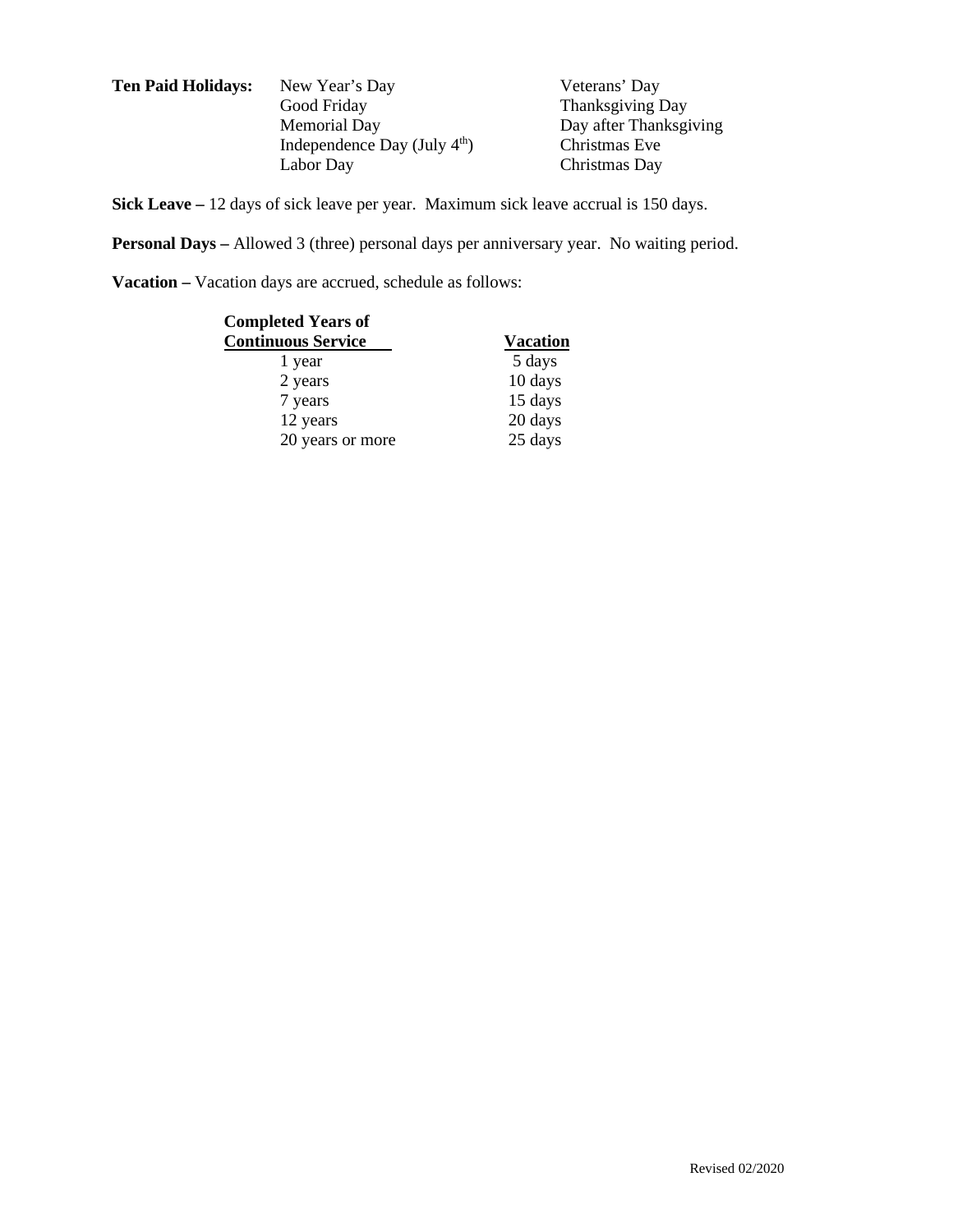**Ten Paid Holidays:**

- New Year's Day
- Good Friday
- Memorial Day
- Independence Day (July $4^{th}$)
- Labor Day
- Veterans' Day
- Thanksgiving Day
- Day after Thanksgiving
- Christmas Eve
- Christmas Day

**Sick Leave –** 12 days of sick leave per year. Maximum sick leave accrual is 150 days.

**Personal Days –** Allowed 3 (three) personal days per anniversary year. No waiting period.

**Vacation –** Vacation days are accrued, schedule as follows:

| Completed Years of Continuous Service | Vacation |
|---|---|
| 1 year | 5 days |
| 2 years | 10 days |
| 7 years | 15 days |
| 12 years | 20 days |
| 20 years or more | 25 days |

Revised 02/2020